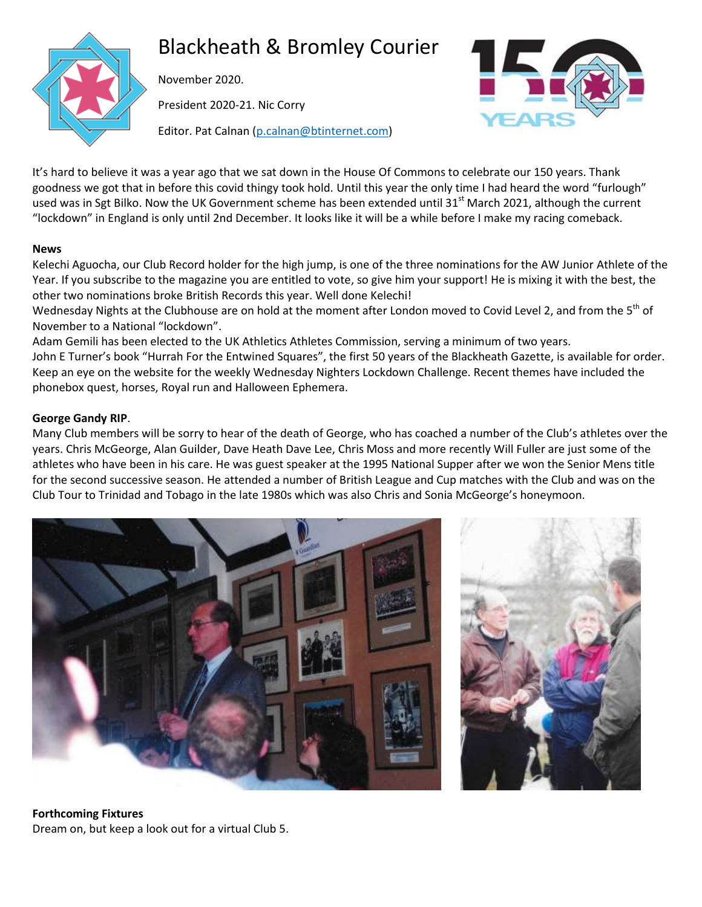# Blackheath & Bromley Courier

November 2020.

President 2020-21. Nic Corry

Editor. Pat Calnan (p.calnan@btinternet.com)

It's hard to believe it was a year ago that we sat down in the House Of Commons to celebrate our 150 years. Thank goodness we got that in before this covid thingy took hold. Until this year the only time I had heard the word "furlough" used was in Sgt Bilko. Now the UK Government scheme has been extended until 31st March 2021, although the current "lockdown" in England is only until 2nd December. It looks like it will be a while before I make my racing comeback.

**News**

Kelechi Aguocha, our Club Record holder for the high jump, is one of the three nominations for the AW Junior Athlete of the Year. If you subscribe to the magazine you are entitled to vote, so give him your support! He is mixing it with the best, the other two nominations broke British Records this year. Well done Kelechi!

Wednesday Nights at the Clubhouse are on hold at the moment after London moved to Covid Level 2, and from the 5th of November to a National "lockdown".

Adam Gemili has been elected to the UK Athletics Athletes Commission, serving a minimum of two years.

John E Turner's book "Hurrah For the Entwined Squares", the first 50 years of the Blackheath Gazette, is available for order.

Keep an eye on the website for the weekly Wednesday Nighters Lockdown Challenge. Recent themes have included the phonebox quest, horses, Royal run and Halloween Ephemera.

**George Gandy RIP**.

Many Club members will be sorry to hear of the death of George, who has coached a number of the Club's athletes over the years. Chris McGeorge, Alan Guilder, Dave Heath Dave Lee, Chris Moss and more recently Will Fuller are just some of the athletes who have been in his care. He was guest speaker at the 1995 National Supper after we won the Senior Mens title for the second successive season. He attended a number of British League and Cup matches with the Club and was on the Club Tour to Trinidad and Tobago in the late 1980s which was also Chris and Sonia McGeorge's honeymoon.

**Forthcoming Fixtures**

Dream on, but keep a look out for a virtual Club 5.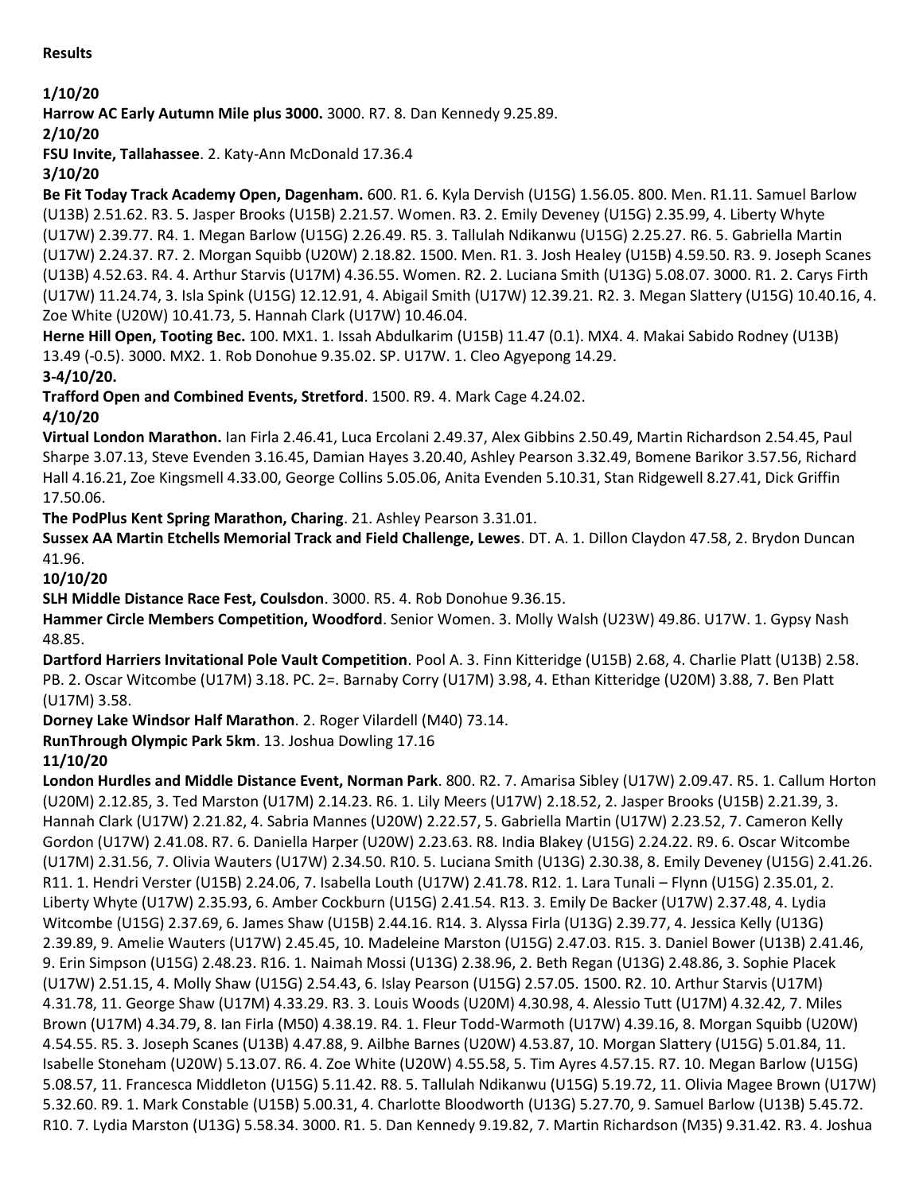**Results**

**1/10/20**

**Harrow AC Early Autumn Mile plus 3000.** 3000. R7. 8. Dan Kennedy 9.25.89.

**2/10/20**

**FSU Invite, Tallahassee**. 2. Katy-Ann McDonald 17.36.4

**3/10/20**

**Be Fit Today Track Academy Open, Dagenham.** 600. R1. 6. Kyla Dervish (U15G) 1.56.05. 800. Men. R1.11. Samuel Barlow (U13B) 2.51.62. R3. 5. Jasper Brooks (U15B) 2.21.57. Women. R3. 2. Emily Deveney (U15G) 2.35.99, 4. Liberty Whyte (U17W) 2.39.77. R4. 1. Megan Barlow (U15G) 2.26.49. R5. 3. Tallulah Ndikanwu (U15G) 2.25.27. R6. 5. Gabriella Martin (U17W) 2.24.37. R7. 2. Morgan Squibb (U20W) 2.18.82. 1500. Men. R1. 3. Josh Healey (U15B) 4.59.50. R3. 9. Joseph Scanes (U13B) 4.52.63. R4. 4. Arthur Starvis (U17M) 4.36.55. Women. R2. 2. Luciana Smith (U13G) 5.08.07. 3000. R1. 2. Carys Firth (U17W) 11.24.74, 3. Isla Spink (U15G) 12.12.91, 4. Abigail Smith (U17W) 12.39.21. R2. 3. Megan Slattery (U15G) 10.40.16, 4. Zoe White (U20W) 10.41.73, 5. Hannah Clark (U17W) 10.46.04.

**Herne Hill Open, Tooting Bec.** 100. MX1. 1. Issah Abdulkarim (U15B) 11.47 (0.1). MX4. 4. Makai Sabido Rodney (U13B) 13.49 (-0.5). 3000. MX2. 1. Rob Donohue 9.35.02. SP. U17W. 1. Cleo Agyepong 14.29.

**3-4/10/20.**

**Trafford Open and Combined Events, Stretford**. 1500. R9. 4. Mark Cage 4.24.02.

**4/10/20**

**Virtual London Marathon.** Ian Firla 2.46.41, Luca Ercolani 2.49.37, Alex Gibbins 2.50.49, Martin Richardson 2.54.45, Paul Sharpe 3.07.13, Steve Evenden 3.16.45, Damian Hayes 3.20.40, Ashley Pearson 3.32.49, Bomene Barikor 3.57.56, Richard Hall 4.16.21, Zoe Kingsmell 4.33.00, George Collins 5.05.06, Anita Evenden 5.10.31, Stan Ridgewell 8.27.41, Dick Griffin 17.50.06.

**The PodPlus Kent Spring Marathon, Charing**. 21. Ashley Pearson 3.31.01.

**Sussex AA Martin Etchells Memorial Track and Field Challenge, Lewes**. DT. A. 1. Dillon Claydon 47.58, 2. Brydon Duncan 41.96.

**10/10/20**

**SLH Middle Distance Race Fest, Coulsdon**. 3000. R5. 4. Rob Donohue 9.36.15.

**Hammer Circle Members Competition, Woodford**. Senior Women. 3. Molly Walsh (U23W) 49.86. U17W. 1. Gypsy Nash 48.85.

**Dartford Harriers Invitational Pole Vault Competition**. Pool A. 3. Finn Kitteridge (U15B) 2.68, 4. Charlie Platt (U13B) 2.58. PB. 2. Oscar Witcombe (U17M) 3.18. PC. 2=. Barnaby Corry (U17M) 3.98, 4. Ethan Kitteridge (U20M) 3.88, 7. Ben Platt (U17M) 3.58.

**Dorney Lake Windsor Half Marathon**. 2. Roger Vilardell (M40) 73.14.

**RunThrough Olympic Park 5km**. 13. Joshua Dowling 17.16

**11/10/20**

**London Hurdles and Middle Distance Event, Norman Park**. 800. R2. 7. Amarisa Sibley (U17W) 2.09.47. R5. 1. Callum Horton (U20M) 2.12.85, 3. Ted Marston (U17M) 2.14.23. R6. 1. Lily Meers (U17W) 2.18.52, 2. Jasper Brooks (U15B) 2.21.39, 3. Hannah Clark (U17W) 2.21.82, 4. Sabria Mannes (U20W) 2.22.57, 5. Gabriella Martin (U17W) 2.23.52, 7. Cameron Kelly Gordon (U17W) 2.41.08. R7. 6. Daniella Harper (U20W) 2.23.63. R8. India Blakey (U15G) 2.24.22. R9. 6. Oscar Witcombe (U17M) 2.31.56, 7. Olivia Wauters (U17W) 2.34.50. R10. 5. Luciana Smith (U13G) 2.30.38, 8. Emily Deveney (U15G) 2.41.26. R11. 1. Hendri Verster (U15B) 2.24.06, 7. Isabella Louth (U17W) 2.41.78. R12. 1. Lara Tunali – Flynn (U15G) 2.35.01, 2. Liberty Whyte (U17W) 2.35.93, 6. Amber Cockburn (U15G) 2.41.54. R13. 3. Emily De Backer (U17W) 2.37.48, 4. Lydia Witcombe (U15G) 2.37.69, 6. James Shaw (U15B) 2.44.16. R14. 3. Alyssa Firla (U13G) 2.39.77, 4. Jessica Kelly (U13G) 2.39.89, 9. Amelie Wauters (U17W) 2.45.45, 10. Madeleine Marston (U15G) 2.47.03. R15. 3. Daniel Bower (U13B) 2.41.46, 9. Erin Simpson (U15G) 2.48.23. R16. 1. Naimah Mossi (U13G) 2.38.96, 2. Beth Regan (U13G) 2.48.86, 3. Sophie Placek (U17W) 2.51.15, 4. Molly Shaw (U15G) 2.54.43, 6. Islay Pearson (U15G) 2.57.05. 1500. R2. 10. Arthur Starvis (U17M) 4.31.78, 11. George Shaw (U17M) 4.33.29. R3. 3. Louis Woods (U20M) 4.30.98, 4. Alessio Tutt (U17M) 4.32.42, 7. Miles Brown (U17M) 4.34.79, 8. Ian Firla (M50) 4.38.19. R4. 1. Fleur Todd-Warmoth (U17W) 4.39.16, 8. Morgan Squibb (U20W) 4.54.55. R5. 3. Joseph Scanes (U13B) 4.47.88, 9. Ailbhe Barnes (U20W) 4.53.87, 10. Morgan Slattery (U15G) 5.01.84, 11. Isabelle Stoneham (U20W) 5.13.07. R6. 4. Zoe White (U20W) 4.55.58, 5. Tim Ayres 4.57.15. R7. 10. Megan Barlow (U15G) 5.08.57, 11. Francesca Middleton (U15G) 5.11.42. R8. 5. Tallulah Ndikanwu (U15G) 5.19.72, 11. Olivia Magee Brown (U17W) 5.32.60. R9. 1. Mark Constable (U15B) 5.00.31, 4. Charlotte Bloodworth (U13G) 5.27.70, 9. Samuel Barlow (U13B) 5.45.72. R10. 7. Lydia Marston (U13G) 5.58.34. 3000. R1. 5. Dan Kennedy 9.19.82, 7. Martin Richardson (M35) 9.31.42. R3. 4. Joshua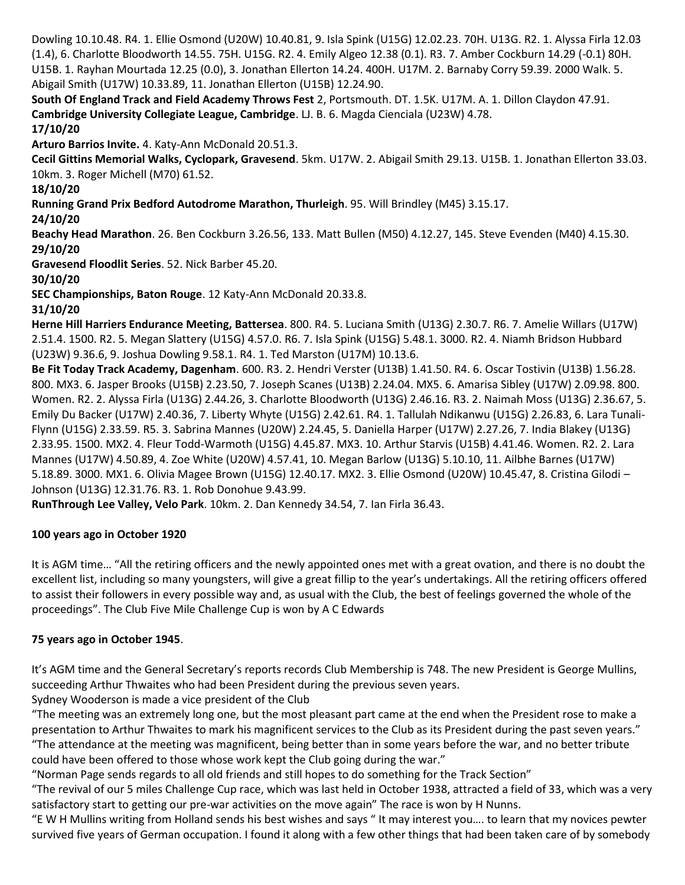Dowling 10.10.48. R4. 1. Ellie Osmond (U20W) 10.40.81, 9. Isla Spink (U15G) 12.02.23. 70H. U13G. R2. 1. Alyssa Firla 12.03 (1.4), 6. Charlotte Bloodworth 14.55. 75H. U15G. R2. 4. Emily Algeo 12.38 (0.1). R3. 7. Amber Cockburn 14.29 (-0.1) 80H. U15B. 1. Rayhan Mourtada 12.25 (0.0), 3. Jonathan Ellerton 14.24. 400H. U17M. 2. Barnaby Corry 59.39. 2000 Walk. 5. Abigail Smith (U17W) 10.33.89, 11. Jonathan Ellerton (U15B) 12.24.90.

**South Of England Track and Field Academy Throws Fest** 2, Portsmouth. DT. 1.5K. U17M. A. 1. Dillon Claydon 47.91.

**Cambridge University Collegiate League, Cambridge**. LJ. B. 6. Magda Cienciala (U23W) 4.78.

**17/10/20**

**Arturo Barrios Invite.** 4. Katy-Ann McDonald 20.51.3.

**Cecil Gittins Memorial Walks, Cyclopark, Gravesend**. 5km. U17W. 2. Abigail Smith 29.13. U15B. 1. Jonathan Ellerton 33.03. 10km. 3. Roger Michell (M70) 61.52.

**18/10/20**

**Running Grand Prix Bedford Autodrome Marathon, Thurleigh**. 95. Will Brindley (M45) 3.15.17.

**24/10/20**

**Beachy Head Marathon**. 26. Ben Cockburn 3.26.56, 133. Matt Bullen (M50) 4.12.27, 145. Steve Evenden (M40) 4.15.30.

**29/10/20**

**Gravesend Floodlit Series**. 52. Nick Barber 45.20.

**30/10/20**

**SEC Championships, Baton Rouge**. 12 Katy-Ann McDonald 20.33.8.

**31/10/20**

**Herne Hill Harriers Endurance Meeting, Battersea**. 800. R4. 5. Luciana Smith (U13G) 2.30.7. R6. 7. Amelie Willars (U17W) 2.51.4. 1500. R2. 5. Megan Slattery (U15G) 4.57.0. R6. 7. Isla Spink (U15G) 5.48.1. 3000. R2. 4. Niamh Bridson Hubbard (U23W) 9.36.6, 9. Joshua Dowling 9.58.1. R4. 1. Ted Marston (U17M) 10.13.6.

**Be Fit Today Track Academy, Dagenham**. 600. R3. 2. Hendri Verster (U13B) 1.41.50. R4. 6. Oscar Tostivin (U13B) 1.56.28. 800. MX3. 6. Jasper Brooks (U15B) 2.23.50, 7. Joseph Scanes (U13B) 2.24.04. MX5. 6. Amarisa Sibley (U17W) 2.09.98. 800. Women. R2. 2. Alyssa Firla (U13G) 2.44.26, 3. Charlotte Bloodworth (U13G) 2.46.16. R3. 2. Naimah Moss (U13G) 2.36.67, 5. Emily Du Backer (U17W) 2.40.36, 7. Liberty Whyte (U15G) 2.42.61. R4. 1. Tallulah Ndikanwu (U15G) 2.26.83, 6. Lara Tunali-Flynn (U15G) 2.33.59. R5. 3. Sabrina Mannes (U20W) 2.24.45, 5. Daniella Harper (U17W) 2.27.26, 7. India Blakey (U13G) 2.33.95. 1500. MX2. 4. Fleur Todd-Warmoth (U15G) 4.45.87. MX3. 10. Arthur Starvis (U15B) 4.41.46. Women. R2. 2. Lara Mannes (U17W) 4.50.89, 4. Zoe White (U20W) 4.57.41, 10. Megan Barlow (U13G) 5.10.10, 11. Ailbhe Barnes (U17W) 5.18.89. 3000. MX1. 6. Olivia Magee Brown (U15G) 12.40.17. MX2. 3. Ellie Osmond (U20W) 10.45.47, 8. Cristina Gilodi – Johnson (U13G) 12.31.76. R3. 1. Rob Donohue 9.43.99.

**RunThrough Lee Valley, Velo Park**. 10km. 2. Dan Kennedy 34.54, 7. Ian Firla 36.43.

**100 years ago in October 1920**

It is AGM time… "All the retiring officers and the newly appointed ones met with a great ovation, and there is no doubt the excellent list, including so many youngsters, will give a great fillip to the year's undertakings. All the retiring officers offered to assist their followers in every possible way and, as usual with the Club, the best of feelings governed the whole of the proceedings". The Club Five Mile Challenge Cup is won by A C Edwards

**75 years ago in October 1945**.

It's AGM time and the General Secretary's reports records Club Membership is 748. The new President is George Mullins, succeeding Arthur Thwaites who had been President during the previous seven years.

Sydney Wooderson is made a vice president of the Club

"The meeting was an extremely long one, but the most pleasant part came at the end when the President rose to make a presentation to Arthur Thwaites to mark his magnificent services to the Club as its President during the past seven years."

"The attendance at the meeting was magnificent, being better than in some years before the war, and no better tribute could have been offered to those whose work kept the Club going during the war."

"Norman Page sends regards to all old friends and still hopes to do something for the Track Section"

"The revival of our 5 miles Challenge Cup race, which was last held in October 1938, attracted a field of 33, which was a very satisfactory start to getting our pre-war activities on the move again" The race is won by H Nunns.

"E W H Mullins writing from Holland sends his best wishes and says " It may interest you…. to learn that my novices pewter survived five years of German occupation. I found it along with a few other things that had been taken care of by somebody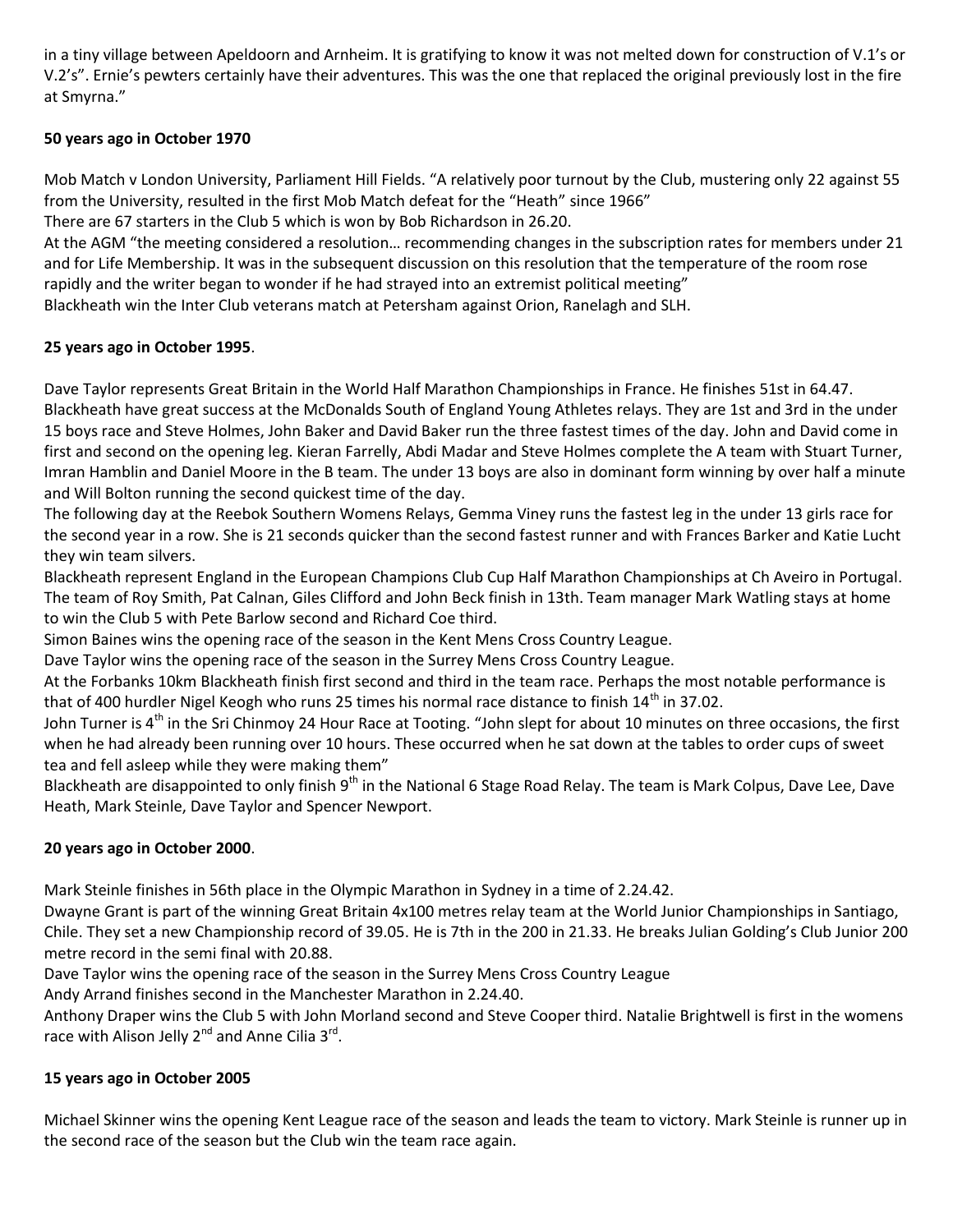in a tiny village between Apeldoorn and Arnheim. It is gratifying to know it was not melted down for construction of V.1's or V.2's". Ernie's pewters certainly have their adventures. This was the one that replaced the original previously lost in the fire at Smyrna."

**50 years ago in October 1970**

Mob Match v London University, Parliament Hill Fields. "A relatively poor turnout by the Club, mustering only 22 against 55 from the University, resulted in the first Mob Match defeat for the "Heath" since 1966"

There are 67 starters in the Club 5 which is won by Bob Richardson in 26.20.

At the AGM "the meeting considered a resolution… recommending changes in the subscription rates for members under 21 and for Life Membership. It was in the subsequent discussion on this resolution that the temperature of the room rose rapidly and the writer began to wonder if he had strayed into an extremist political meeting"

Blackheath win the Inter Club veterans match at Petersham against Orion, Ranelagh and SLH.

**25 years ago in October 1995**.

Dave Taylor represents Great Britain in the World Half Marathon Championships in France. He finishes 51st in 64.47.

Blackheath have great success at the McDonalds South of England Young Athletes relays. They are 1st and 3rd in the under 15 boys race and Steve Holmes, John Baker and David Baker run the three fastest times of the day. John and David come in first and second on the opening leg. Kieran Farrelly, Abdi Madar and Steve Holmes complete the A team with Stuart Turner, Imran Hamblin and Daniel Moore in the B team. The under 13 boys are also in dominant form winning by over half a minute and Will Bolton running the second quickest time of the day.

The following day at the Reebok Southern Womens Relays, Gemma Viney runs the fastest leg in the under 13 girls race for the second year in a row. She is 21 seconds quicker than the second fastest runner and with Frances Barker and Katie Lucht they win team silvers.

Blackheath represent England in the European Champions Club Cup Half Marathon Championships at Ch Aveiro in Portugal. The team of Roy Smith, Pat Calnan, Giles Clifford and John Beck finish in 13th. Team manager Mark Watling stays at home to win the Club 5 with Pete Barlow second and Richard Coe third.

Simon Baines wins the opening race of the season in the Kent Mens Cross Country League.

Dave Taylor wins the opening race of the season in the Surrey Mens Cross Country League.

At the Forbanks 10km Blackheath finish first second and third in the team race. Perhaps the most notable performance is that of 400 hurdler Nigel Keogh who runs 25 times his normal race distance to finish 14th in 37.02.

John Turner is 4th in the Sri Chinmoy 24 Hour Race at Tooting. "John slept for about 10 minutes on three occasions, the first when he had already been running over 10 hours. These occurred when he sat down at the tables to order cups of sweet tea and fell asleep while they were making them"

Blackheath are disappointed to only finish 9th in the National 6 Stage Road Relay. The team is Mark Colpus, Dave Lee, Dave Heath, Mark Steinle, Dave Taylor and Spencer Newport.

**20 years ago in October 2000**.

Mark Steinle finishes in 56th place in the Olympic Marathon in Sydney in a time of 2.24.42.

Dwayne Grant is part of the winning Great Britain 4x100 metres relay team at the World Junior Championships in Santiago, Chile. They set a new Championship record of 39.05. He is 7th in the 200 in 21.33. He breaks Julian Golding's Club Junior 200 metre record in the semi final with 20.88.

Dave Taylor wins the opening race of the season in the Surrey Mens Cross Country League

Andy Arrand finishes second in the Manchester Marathon in 2.24.40.

Anthony Draper wins the Club 5 with John Morland second and Steve Cooper third. Natalie Brightwell is first in the womens race with Alison Jelly 2nd and Anne Cilia 3rd.

**15 years ago in October 2005**

Michael Skinner wins the opening Kent League race of the season and leads the team to victory. Mark Steinle is runner up in the second race of the season but the Club win the team race again.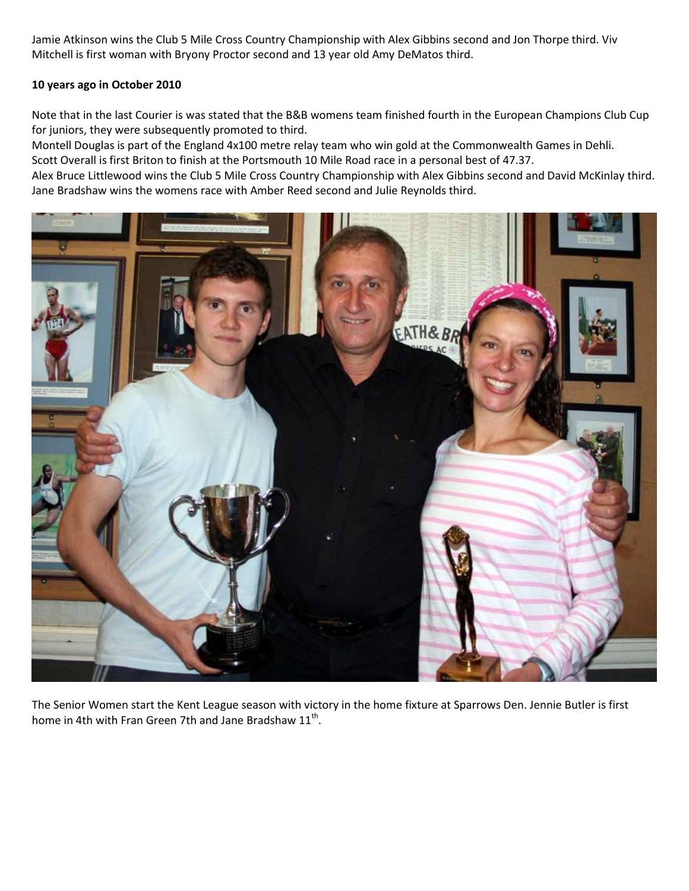Jamie Atkinson wins the Club 5 Mile Cross Country Championship with Alex Gibbins second and Jon Thorpe third. Viv Mitchell is first woman with Bryony Proctor second and 13 year old Amy DeMatos third.

**10 years ago in October 2010**

Note that in the last Courier is was stated that the B&B womens team finished fourth in the European Champions Club Cup for juniors, they were subsequently promoted to third.

Montell Douglas is part of the England 4x100 metre relay team who win gold at the Commonwealth Games in Dehli.

Scott Overall is first Briton to finish at the Portsmouth 10 Mile Road race in a personal best of 47.37.

Alex Bruce Littlewood wins the Club 5 Mile Cross Country Championship with Alex Gibbins second and David McKinlay third. Jane Bradshaw wins the womens race with Amber Reed second and Julie Reynolds third.

The Senior Women start the Kent League season with victory in the home fixture at Sparrows Den. Jennie Butler is first home in 4th with Fran Green 7th and Jane Bradshaw 11th.